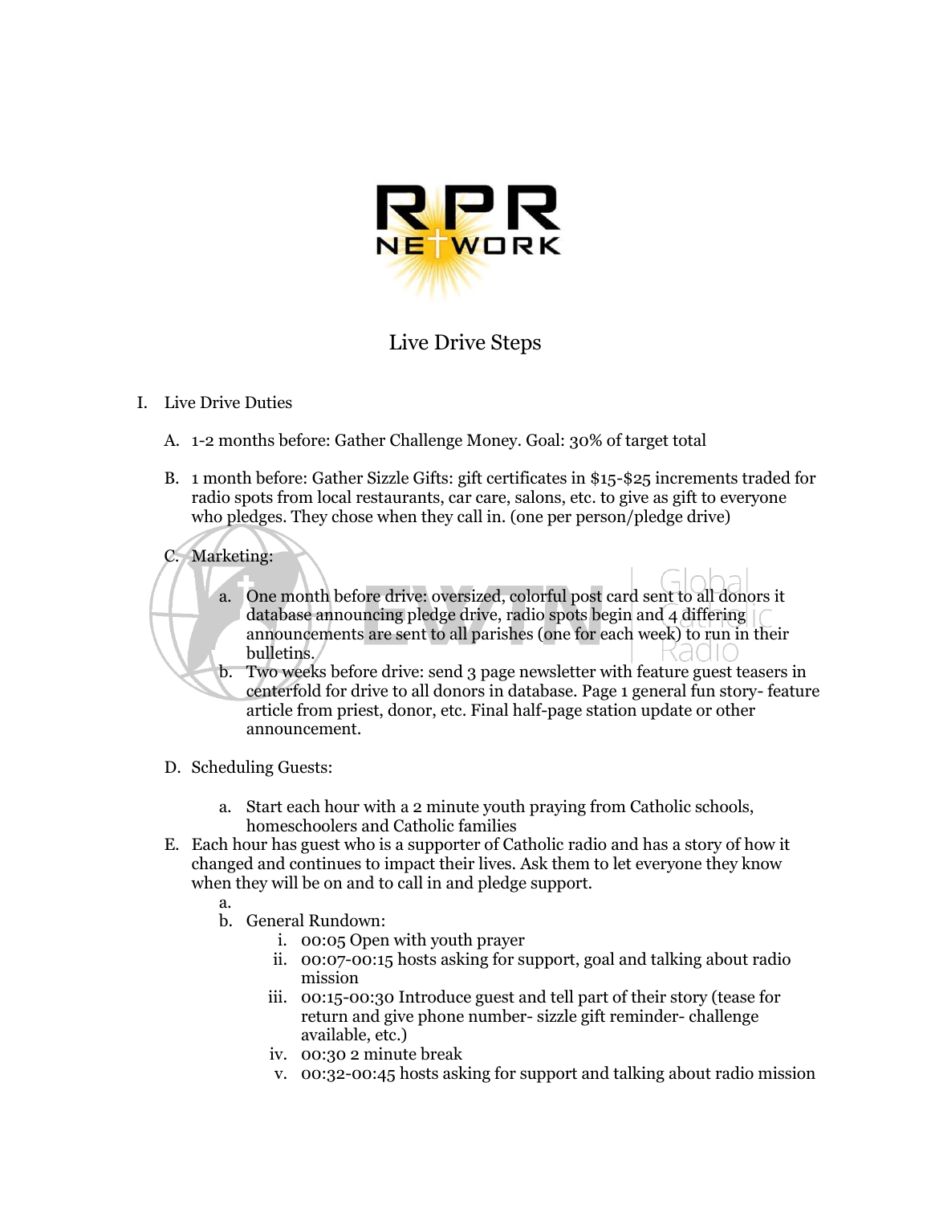# Live Drive Steps

I. Live Drive Duties

A. 1-2 months before: Gather Challenge Money. Goal: 30% of target total

B. 1 month before: Gather Sizzle Gifts: gift certificates in $15-$25 increments traded for radio spots from local restaurants, car care, salons, etc. to give as gift to everyone who pledges. They chose when they call in. (one per person/pledge drive)

C. Marketing:

   a. One month before drive: oversized, colorful post card sent to all donors it database announcing pledge drive, radio spots begin and 4 differing announcements are sent to all parishes (one for each week) to run in their bulletins.

   b. Two weeks before drive: send 3 page newsletter with feature guest teasers in centerfold for drive to all donors in database. Page 1 general fun story- feature article from priest, donor, etc. Final half-page station update or other announcement.

D. Scheduling Guests:

   a. Start each hour with a 2 minute youth praying from Catholic schools, homeschoolers and Catholic families

E. Each hour has guest who is a supporter of Catholic radio and has a story of how it changed and continues to impact their lives. Ask them to let everyone they know when they will be on and to call in and pledge support.

   a.

   b. General Rundown:

      i. 00:05 Open with youth prayer

      ii. 00:07-00:15 hosts asking for support, goal and talking about radio mission

      iii. 00:15-00:30 Introduce guest and tell part of their story (tease for return and give phone number- sizzle gift reminder- challenge available, etc.)

      iv. 00:30 2 minute break

      v. 00:32-00:45 hosts asking for support and talking about radio mission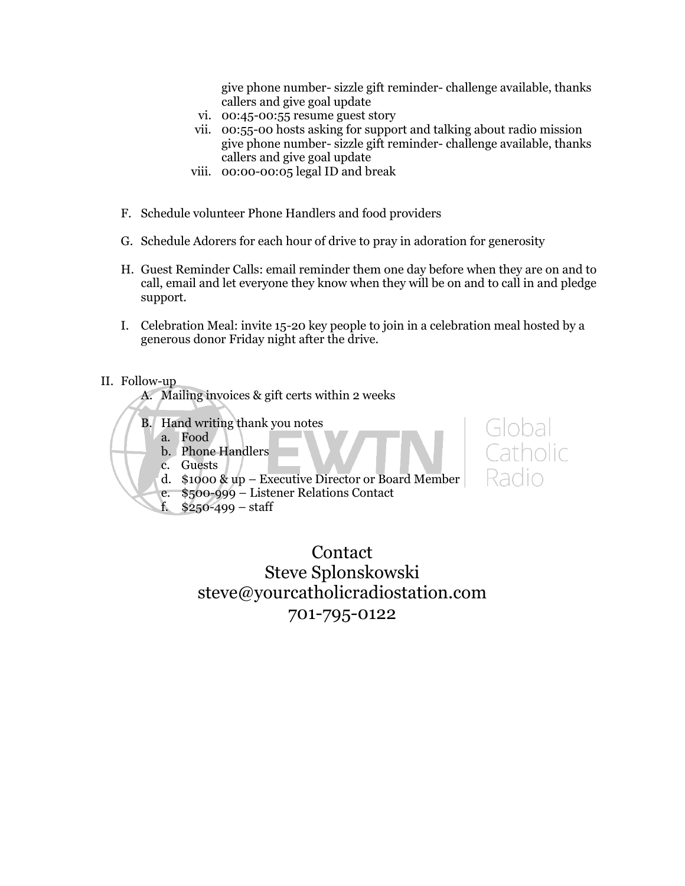give phone number- sizzle gift reminder- challenge available, thanks callers and give goal update

vi. 00:45-00:55 resume guest story

vii. 00:55-00 hosts asking for support and talking about radio mission give phone number- sizzle gift reminder- challenge available, thanks callers and give goal update

viii. 00:00-00:05 legal ID and break

F. Schedule volunteer Phone Handlers and food providers

G. Schedule Adorers for each hour of drive to pray in adoration for generosity

H. Guest Reminder Calls: email reminder them one day before when they are on and to call, email and let everyone they know when they will be on and to call in and pledge support.

I. Celebration Meal: invite 15-20 key people to join in a celebration meal hosted by a generous donor Friday night after the drive.

II. Follow-up

A. Mailing invoices & gift certs within 2 weeks

B. Hand writing thank you notes

a. Food
b. Phone Handlers
c. Guests
d. $1000 & up – Executive Director or Board Member
e. $500-999 – Listener Relations Contact
f. $250-499 – staff

Contact
Steve Splonskowski
steve@yourcatholicradiostation.com
701-795-0122